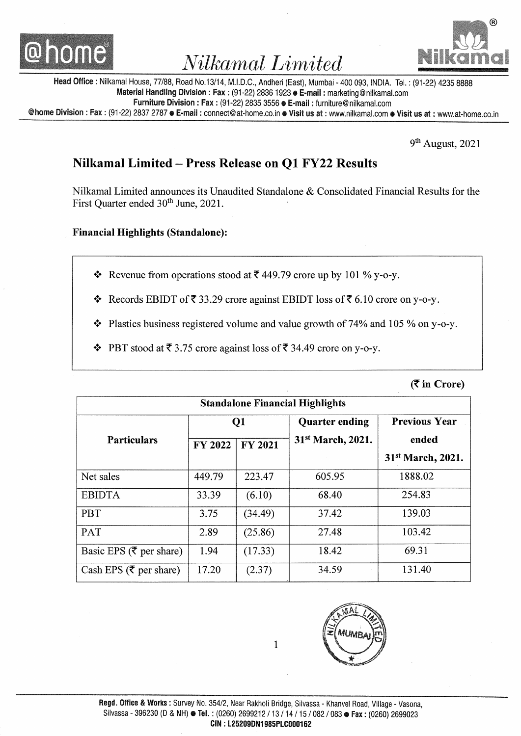# Nilkamal Limited

**Head Office :** Nilkamal House, 77/88, Road No.13/14, M.I.D.C., Andheri (East), Mumbai - 400 093, INDIA. Tel. : (91-22) 4235 8888
**Material Handling Division : Fax :** (91-22) 2836 1923 • **E-mail :** marketing@nilkamal.com
**Furniture Division : Fax :** (91-22) 2835 3556 • **E-mail :** furniture@nilkamal.com
**@home Division : Fax :** (91-22) 2837 2787 • **E-mail :** connect@at-home.co.in • **Visit us at :** www.nilkamal.com • **Visit us at :** www.at-home.co.in

9th August, 2021

## Nilkamal Limited – Press Release on Q1 FY22 Results

Nilkamal Limited announces its Unaudited Standalone & Consolidated Financial Results for the First Quarter ended 30th June, 2021.

### Financial Highlights (Standalone):

- Revenue from operations stood at ₹ 449.79 crore up by 101 % y-o-y.
- Records EBIDT of ₹ 33.29 crore against EBIDT loss of ₹ 6.10 crore on y-o-y.
- Plastics business registered volume and value growth of 74% and 105 % on y-o-y.
- PBT stood at ₹ 3.75 crore against loss of ₹ 34.49 crore on y-o-y.

**(₹ in Crore)**

| Standalone Financial Highlights | | | | |
|---|---|---|---|---|
| **Particulars** | **Q1** | | **Quarter ending 31st March, 2021.** | **Previous Year ended 31st March, 2021.** |
| | **FY 2022** | **FY 2021** | | |
| Net sales | 449.79 | 223.47 | 605.95 | 1888.02 |
| EBIDTA | 33.39 | (6.10) | 68.40 | 254.83 |
| PBT | 3.75 | (34.49) | 37.42 | 139.03 |
| PAT | 2.89 | (25.86) | 27.48 | 103.42 |
| Basic EPS (₹ per share) | 1.94 | (17.33) | 18.42 | 69.31 |
| Cash EPS (₹ per share) | 17.20 | (2.37) | 34.59 | 131.40 |

**Regd. Office & Works :** Survey No. 354/2, Near Rakholi Bridge, Silvassa - Khanvel Road, Village - Vasona, Silvassa - 396230 (D & NH) • **Tel. :** (0260) 2699212 / 13 / 14 / 15 / 082 / 083 • **Fax :** (0260) 2699023
**CIN : L25209DN1985PLC000162**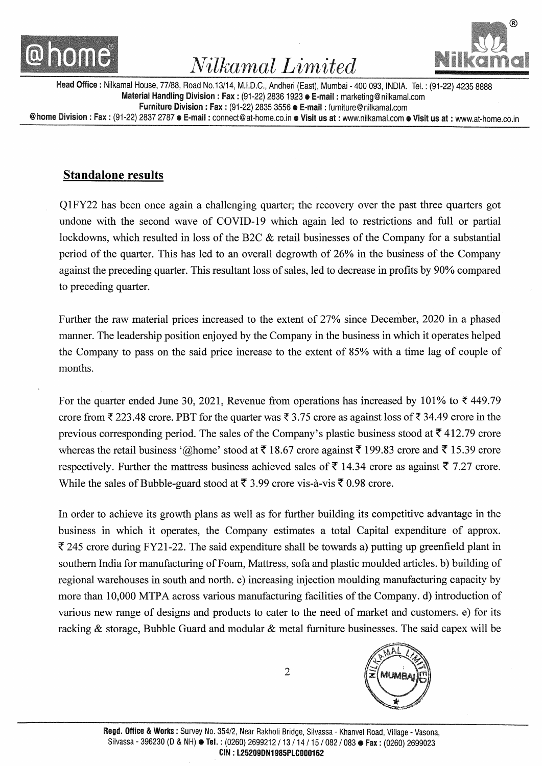## Standalone results

Q1FY22 has been once again a challenging quarter; the recovery over the past three quarters got undone with the second wave of COVID-19 which again led to restrictions and full or partial lockdowns, which resulted in loss of the B2C & retail businesses of the Company for a substantial period of the quarter. This has led to an overall degrowth of 26% in the business of the Company against the preceding quarter. This resultant loss of sales, led to decrease in profits by 90% compared to preceding quarter.

Further the raw material prices increased to the extent of 27% since December, 2020 in a phased manner. The leadership position enjoyed by the Company in the business in which it operates helped the Company to pass on the said price increase to the extent of 85% with a time lag of couple of months.

For the quarter ended June 30, 2021, Revenue from operations has increased by 101% to ₹ 449.79 crore from ₹ 223.48 crore. PBT for the quarter was ₹ 3.75 crore as against loss of ₹ 34.49 crore in the previous corresponding period. The sales of the Company's plastic business stood at ₹ 412.79 crore whereas the retail business '@home' stood at ₹ 18.67 crore against ₹ 199.83 crore and ₹ 15.39 crore respectively. Further the mattress business achieved sales of ₹ 14.34 crore as against ₹ 7.27 crore. While the sales of Bubble-guard stood at ₹ 3.99 crore vis-à-vis ₹ 0.98 crore.

In order to achieve its growth plans as well as for further building its competitive advantage in the business in which it operates, the Company estimates a total Capital expenditure of approx. ₹ 245 crore during FY21-22. The said expenditure shall be towards a) putting up greenfield plant in southern India for manufacturing of Foam, Mattress, sofa and plastic moulded articles. b) building of regional warehouses in south and north. c) increasing injection moulding manufacturing capacity by more than 10,000 MTPA across various manufacturing facilities of the Company. d) introduction of various new range of designs and products to cater to the need of market and customers. e) for its racking & storage, Bubble Guard and modular & metal furniture businesses. The said capex will be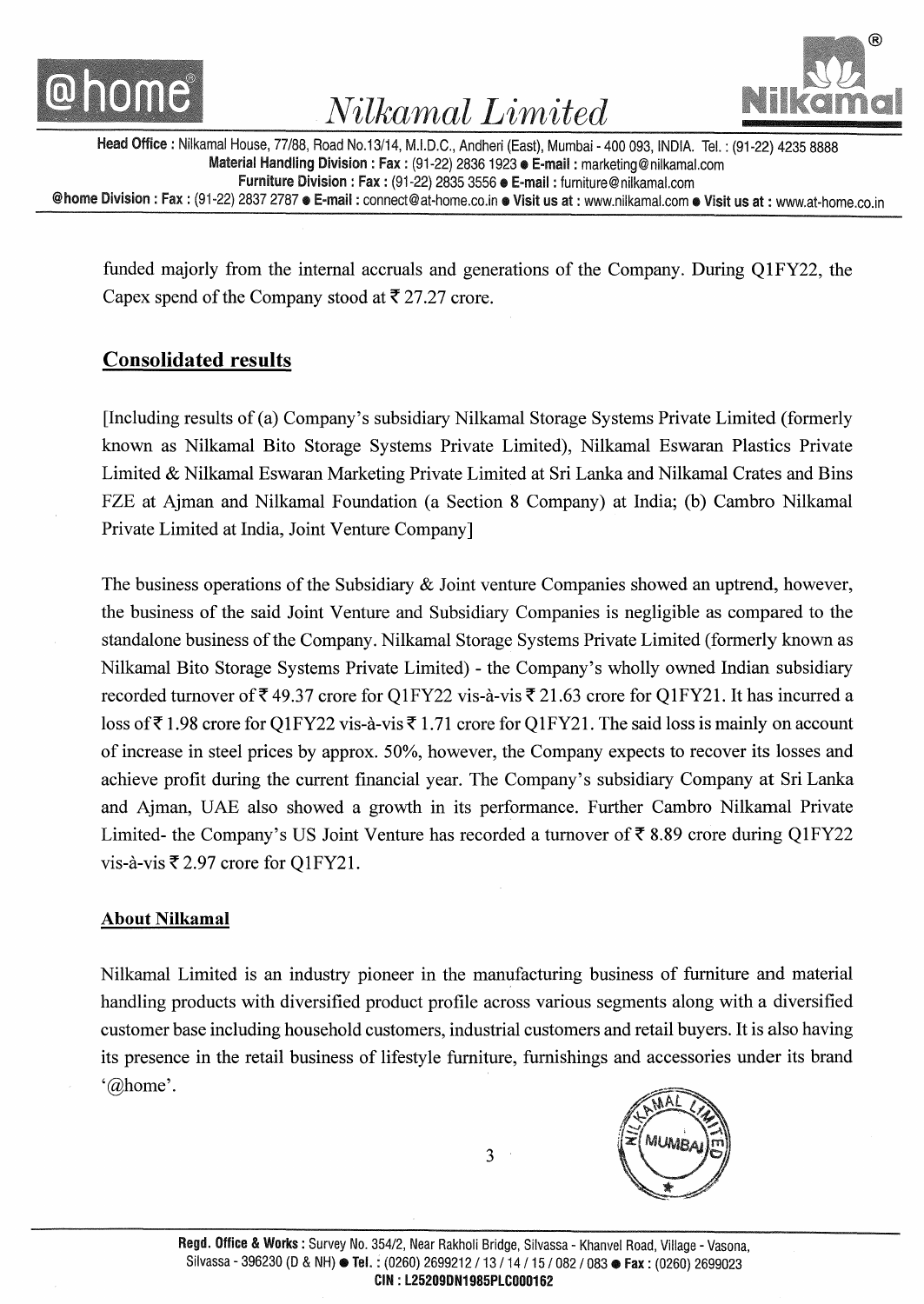funded majorly from the internal accruals and generations of the Company. During Q1FY22, the Capex spend of the Company stood at ₹ 27.27 crore.

## Consolidated results

[Including results of (a) Company's subsidiary Nilkamal Storage Systems Private Limited (formerly known as Nilkamal Bito Storage Systems Private Limited), Nilkamal Eswaran Plastics Private Limited & Nilkamal Eswaran Marketing Private Limited at Sri Lanka and Nilkamal Crates and Bins FZE at Ajman and Nilkamal Foundation (a Section 8 Company) at India; (b) Cambro Nilkamal Private Limited at India, Joint Venture Company]

The business operations of the Subsidiary & Joint venture Companies showed an uptrend, however, the business of the said Joint Venture and Subsidiary Companies is negligible as compared to the standalone business of the Company. Nilkamal Storage Systems Private Limited (formerly known as Nilkamal Bito Storage Systems Private Limited) - the Company's wholly owned Indian subsidiary recorded turnover of ₹ 49.37 crore for Q1FY22 vis-à-vis ₹ 21.63 crore for Q1FY21. It has incurred a loss of ₹ 1.98 crore for Q1FY22 vis-à-vis ₹ 1.71 crore for Q1FY21. The said loss is mainly on account of increase in steel prices by approx. 50%, however, the Company expects to recover its losses and achieve profit during the current financial year. The Company's subsidiary Company at Sri Lanka and Ajman, UAE also showed a growth in its performance. Further Cambro Nilkamal Private Limited- the Company's US Joint Venture has recorded a turnover of ₹ 8.89 crore during Q1FY22 vis-à-vis ₹ 2.97 crore for Q1FY21.

### About Nilkamal

Nilkamal Limited is an industry pioneer in the manufacturing business of furniture and material handling products with diversified product profile across various segments along with a diversified customer base including household customers, industrial customers and retail buyers. It is also having its presence in the retail business of lifestyle furniture, furnishings and accessories under its brand '@home'.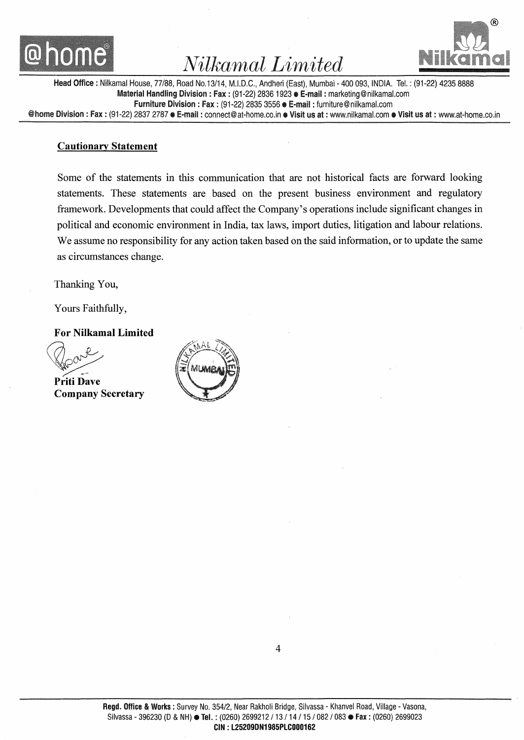**Cautionary Statement**

Some of the statements in this communication that are not historical facts are forward looking statements. These statements are based on the present business environment and regulatory framework. Developments that could affect the Company's operations include significant changes in political and economic environment in India, tax laws, import duties, litigation and labour relations. We assume no responsibility for any action taken based on the said information, or to update the same as circumstances change.

Thanking You,

Yours Faithfully,

**For Nilkamal Limited**

**Priti Dave**
**Company Secretary**